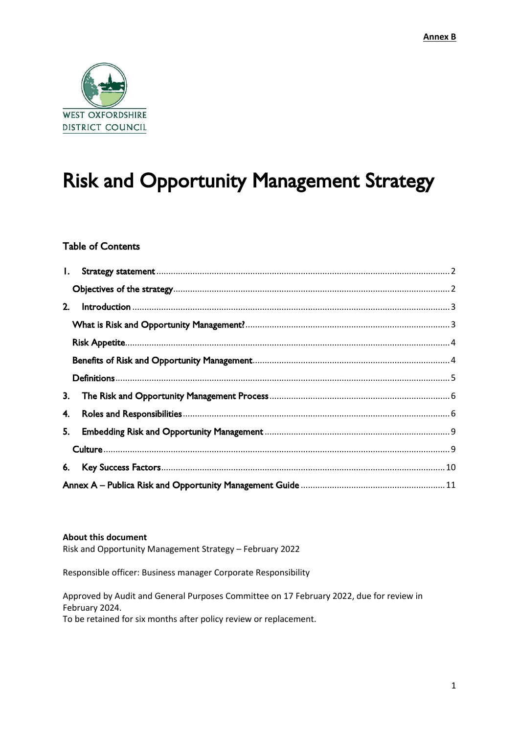**Annex B**

WEST OXFORDSHIRE DISTRICT COUNCIL

# Risk and Opportunity Management Strategy

## Table of Contents

1. Strategy statement ........ 2
   - Objectives of the strategy ........ 2
2. Introduction ........ 3
   - What is Risk and Opportunity Management? ........ 3
   - Risk Appetite ........ 4
   - Benefits of Risk and Opportunity Management ........ 4
   - Definitions ........ 5
3. The Risk and Opportunity Management Process ........ 6
4. Roles and Responsibilities ........ 6
5. Embedding Risk and Opportunity Management ........ 9
   - Culture ........ 9
6. Key Success Factors ........ 10

Annex A – Publica Risk and Opportunity Management Guide ........ 11

**About this document**
Risk and Opportunity Management Strategy – February 2022

Responsible officer: Business manager Corporate Responsibility

Approved by Audit and General Purposes Committee on 17 February 2022, due for review in February 2024.
To be retained for six months after policy review or replacement.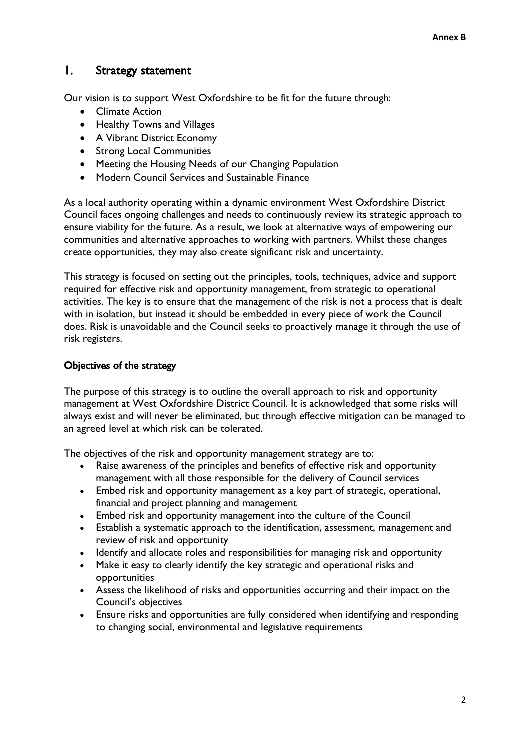**Annex B**

# 1. Strategy statement

Our vision is to support West Oxfordshire to be fit for the future through:

- Climate Action
- Healthy Towns and Villages
- A Vibrant District Economy
- Strong Local Communities
- Meeting the Housing Needs of our Changing Population
- Modern Council Services and Sustainable Finance

As a local authority operating within a dynamic environment West Oxfordshire District Council faces ongoing challenges and needs to continuously review its strategic approach to ensure viability for the future. As a result, we look at alternative ways of empowering our communities and alternative approaches to working with partners. Whilst these changes create opportunities, they may also create significant risk and uncertainty.

This strategy is focused on setting out the principles, tools, techniques, advice and support required for effective risk and opportunity management, from strategic to operational activities. The key is to ensure that the management of the risk is not a process that is dealt with in isolation, but instead it should be embedded in every piece of work the Council does. Risk is unavoidable and the Council seeks to proactively manage it through the use of risk registers.

## Objectives of the strategy

The purpose of this strategy is to outline the overall approach to risk and opportunity management at West Oxfordshire District Council. It is acknowledged that some risks will always exist and will never be eliminated, but through effective mitigation can be managed to an agreed level at which risk can be tolerated.

The objectives of the risk and opportunity management strategy are to:

- Raise awareness of the principles and benefits of effective risk and opportunity management with all those responsible for the delivery of Council services
- Embed risk and opportunity management as a key part of strategic, operational, financial and project planning and management
- Embed risk and opportunity management into the culture of the Council
- Establish a systematic approach to the identification, assessment, management and review of risk and opportunity
- Identify and allocate roles and responsibilities for managing risk and opportunity
- Make it easy to clearly identify the key strategic and operational risks and opportunities
- Assess the likelihood of risks and opportunities occurring and their impact on the Council's objectives
- Ensure risks and opportunities are fully considered when identifying and responding to changing social, environmental and legislative requirements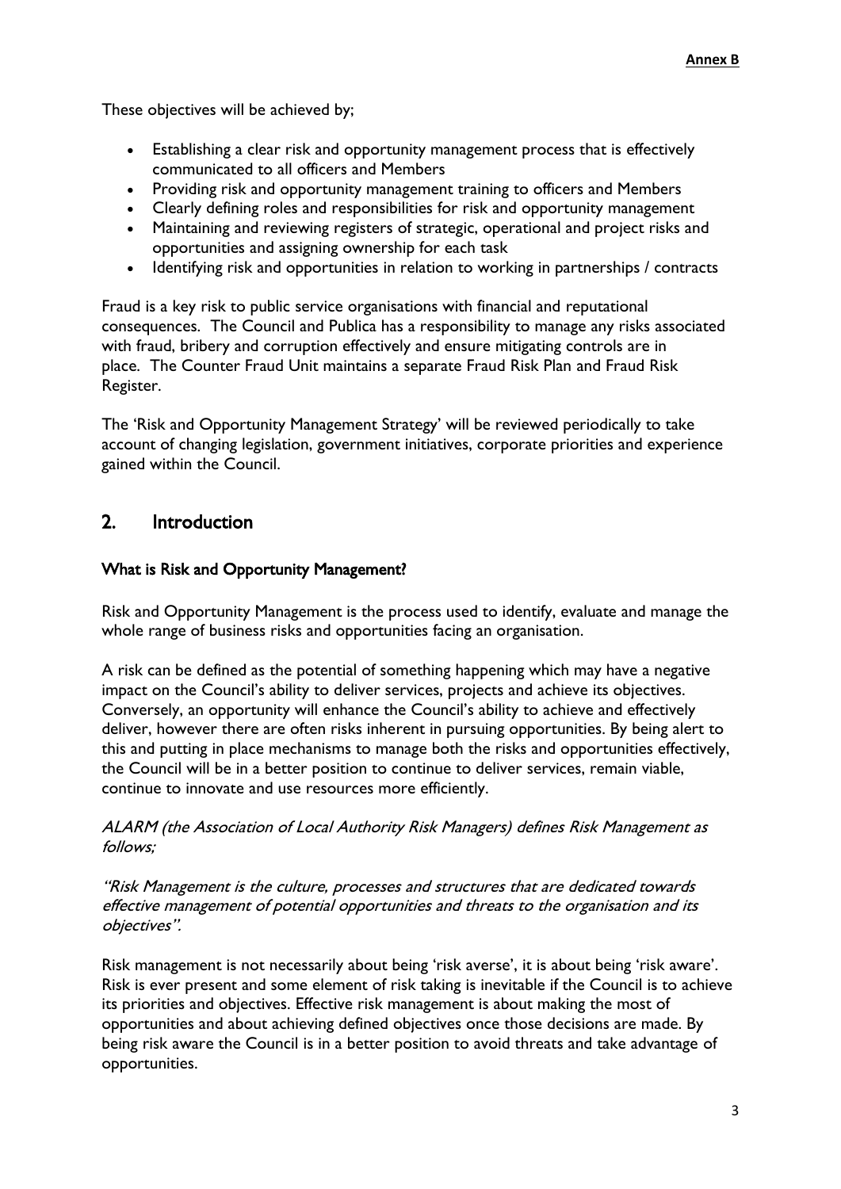These objectives will be achieved by;

- Establishing a clear risk and opportunity management process that is effectively communicated to all officers and Members
- Providing risk and opportunity management training to officers and Members
- Clearly defining roles and responsibilities for risk and opportunity management
- Maintaining and reviewing registers of strategic, operational and project risks and opportunities and assigning ownership for each task
- Identifying risk and opportunities in relation to working in partnerships / contracts

Fraud is a key risk to public service organisations with financial and reputational consequences. The Council and Publica has a responsibility to manage any risks associated with fraud, bribery and corruption effectively and ensure mitigating controls are in place. The Counter Fraud Unit maintains a separate Fraud Risk Plan and Fraud Risk Register.

The 'Risk and Opportunity Management Strategy' will be reviewed periodically to take account of changing legislation, government initiatives, corporate priorities and experience gained within the Council.

## 2. Introduction

### What is Risk and Opportunity Management?

Risk and Opportunity Management is the process used to identify, evaluate and manage the whole range of business risks and opportunities facing an organisation.

A risk can be defined as the potential of something happening which may have a negative impact on the Council's ability to deliver services, projects and achieve its objectives. Conversely, an opportunity will enhance the Council's ability to achieve and effectively deliver, however there are often risks inherent in pursuing opportunities. By being alert to this and putting in place mechanisms to manage both the risks and opportunities effectively, the Council will be in a better position to continue to deliver services, remain viable, continue to innovate and use resources more efficiently.

*ALARM (the Association of Local Authority Risk Managers) defines Risk Management as follows;*

*"Risk Management is the culture, processes and structures that are dedicated towards effective management of potential opportunities and threats to the organisation and its objectives".*

Risk management is not necessarily about being 'risk averse', it is about being 'risk aware'. Risk is ever present and some element of risk taking is inevitable if the Council is to achieve its priorities and objectives. Effective risk management is about making the most of opportunities and about achieving defined objectives once those decisions are made. By being risk aware the Council is in a better position to avoid threats and take advantage of opportunities.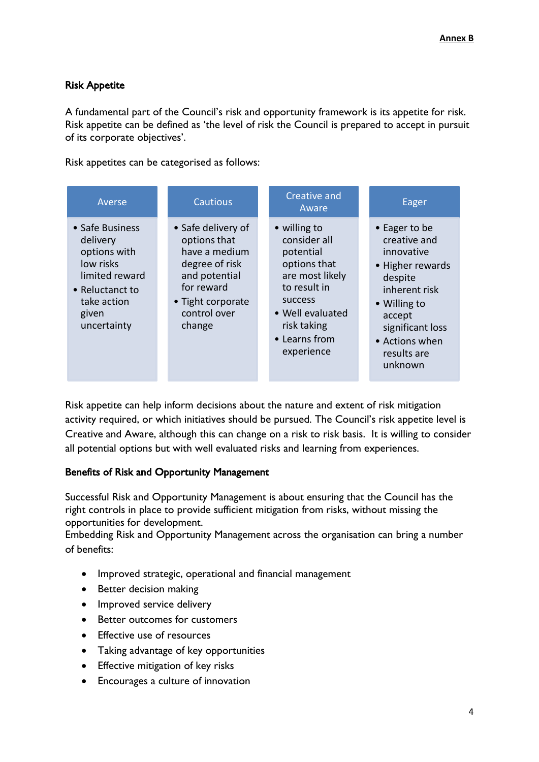**Annex B**

**Risk Appetite**

A fundamental part of the Council's risk and opportunity framework is its appetite for risk. Risk appetite can be defined as 'the level of risk the Council is prepared to accept in pursuit of its corporate objectives'.

Risk appetites can be categorised as follows:

| Averse | Cautious | Creative and Aware | Eager |
|---|---|---|---|
| • Safe Business delivery options with low risks limited reward<br>• Reluctanct to take action given uncertainty | • Safe delivery of options that have a medium degree of risk and potential for reward<br>• Tight corporate control over change | • willing to consider all potential options that are most likely to result in success<br>• Well evaluated risk taking<br>• Learns from experience | • Eager to be creative and innovative<br>• Higher rewards despite inherent risk<br>• Willing to accept significant loss<br>• Actions when results are unknown |

Risk appetite can help inform decisions about the nature and extent of risk mitigation activity required, or which initiatives should be pursued. The Council's risk appetite level is Creative and Aware, although this can change on a risk to risk basis. It is willing to consider all potential options but with well evaluated risks and learning from experiences.

**Benefits of Risk and Opportunity Management**

Successful Risk and Opportunity Management is about ensuring that the Council has the right controls in place to provide sufficient mitigation from risks, without missing the opportunities for development.
Embedding Risk and Opportunity Management across the organisation can bring a number of benefits:

- Improved strategic, operational and financial management
- Better decision making
- Improved service delivery
- Better outcomes for customers
- Effective use of resources
- Taking advantage of key opportunities
- Effective mitigation of key risks
- Encourages a culture of innovation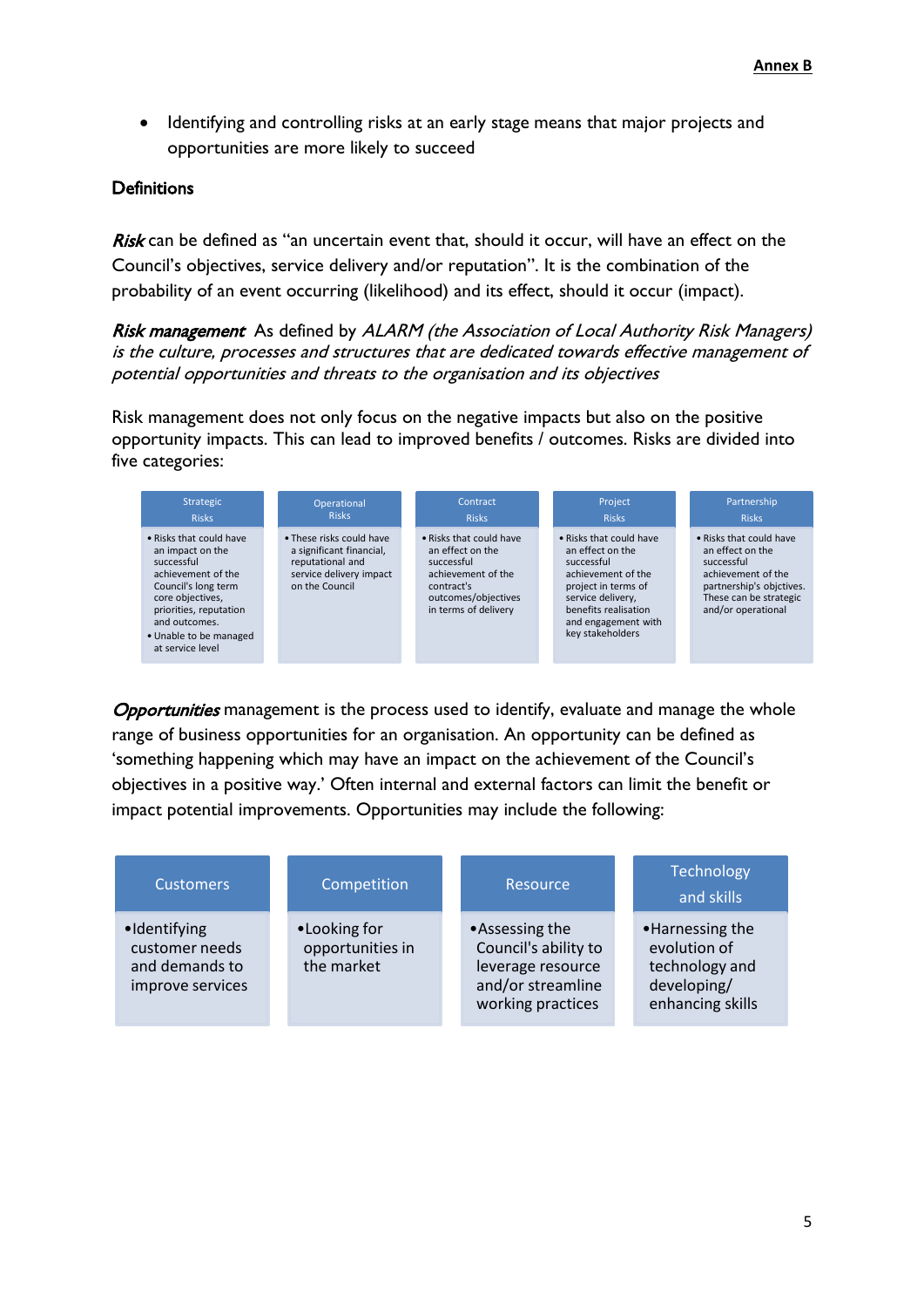- Identifying and controlling risks at an early stage means that major projects and opportunities are more likely to succeed

**Definitions**

***Risk*** can be defined as "an uncertain event that, should it occur, will have an effect on the Council's objectives, service delivery and/or reputation". It is the combination of the probability of an event occurring (likelihood) and its effect, should it occur (impact).

***Risk management*** As defined by *ALARM (the Association of Local Authority Risk Managers) is the culture, processes and structures that are dedicated towards effective management of potential opportunities and threats to the organisation and its objectives*

Risk management does not only focus on the negative impacts but also on the positive opportunity impacts. This can lead to improved benefits / outcomes. Risks are divided into five categories:

| Strategic Risks | Operational Risks | Contract Risks | Project Risks | Partnership Risks |
|---|---|---|---|---|
| • Risks that could have an impact on the successful achievement of the Council's long term core objectives, priorities, reputation and outcomes.<br>• Unable to be managed at service level | • These risks could have a significant financial, reputational and service delivery impact on the Council | • Risks that could have an effect on the successful achievement of the contract's outcomes/objectives in terms of delivery | • Risks that could have an effect on the successful achievement of the project in terms of service delivery, benefits realisation and engagement with key stakeholders | • Risks that could have an effect on the successful achievement of the partnership's objctives. These can be strategic and/or operational |

***Opportunities*** management is the process used to identify, evaluate and manage the whole range of business opportunities for an organisation. An opportunity can be defined as 'something happening which may have an impact on the achievement of the Council's objectives in a positive way.' Often internal and external factors can limit the benefit or impact potential improvements. Opportunities may include the following:

| Customers | Competition | Resource | Technology and skills |
|---|---|---|---|
| • Identifying customer needs and demands to improve services | • Looking for opportunities in the market | • Assessing the Council's ability to leverage resource and/or streamline working practices | • Harnessing the evolution of technology and developing/ enhancing skills |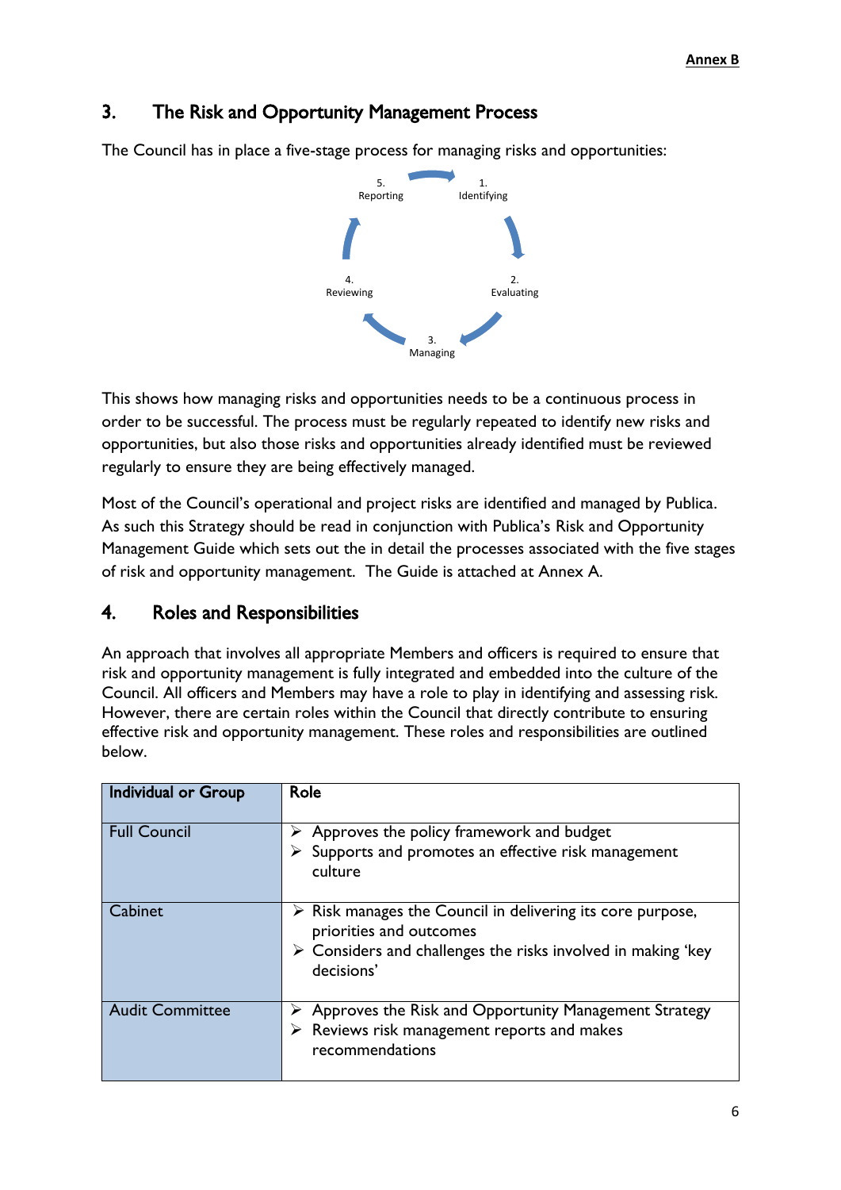Annex B

## 3. The Risk and Opportunity Management Process

The Council has in place a five-stage process for managing risks and opportunities:

5. Reporting
1. Identifying
2. Evaluating
3. Managing
4. Reviewing

This shows how managing risks and opportunities needs to be a continuous process in order to be successful. The process must be regularly repeated to identify new risks and opportunities, but also those risks and opportunities already identified must be reviewed regularly to ensure they are being effectively managed.

Most of the Council's operational and project risks are identified and managed by Publica. As such this Strategy should be read in conjunction with Publica's Risk and Opportunity Management Guide which sets out the in detail the processes associated with the five stages of risk and opportunity management. The Guide is attached at Annex A.

## 4. Roles and Responsibilities

An approach that involves all appropriate Members and officers is required to ensure that risk and opportunity management is fully integrated and embedded into the culture of the Council. All officers and Members may have a role to play in identifying and assessing risk. However, there are certain roles within the Council that directly contribute to ensuring effective risk and opportunity management. These roles and responsibilities are outlined below.

| Individual or Group | Role |
|---|---|
| Full Council | ➢ Approves the policy framework and budget<br>➢ Supports and promotes an effective risk management culture |
| Cabinet | ➢ Risk manages the Council in delivering its core purpose, priorities and outcomes<br>➢ Considers and challenges the risks involved in making 'key decisions' |
| Audit Committee | ➢ Approves the Risk and Opportunity Management Strategy<br>➢ Reviews risk management reports and makes recommendations |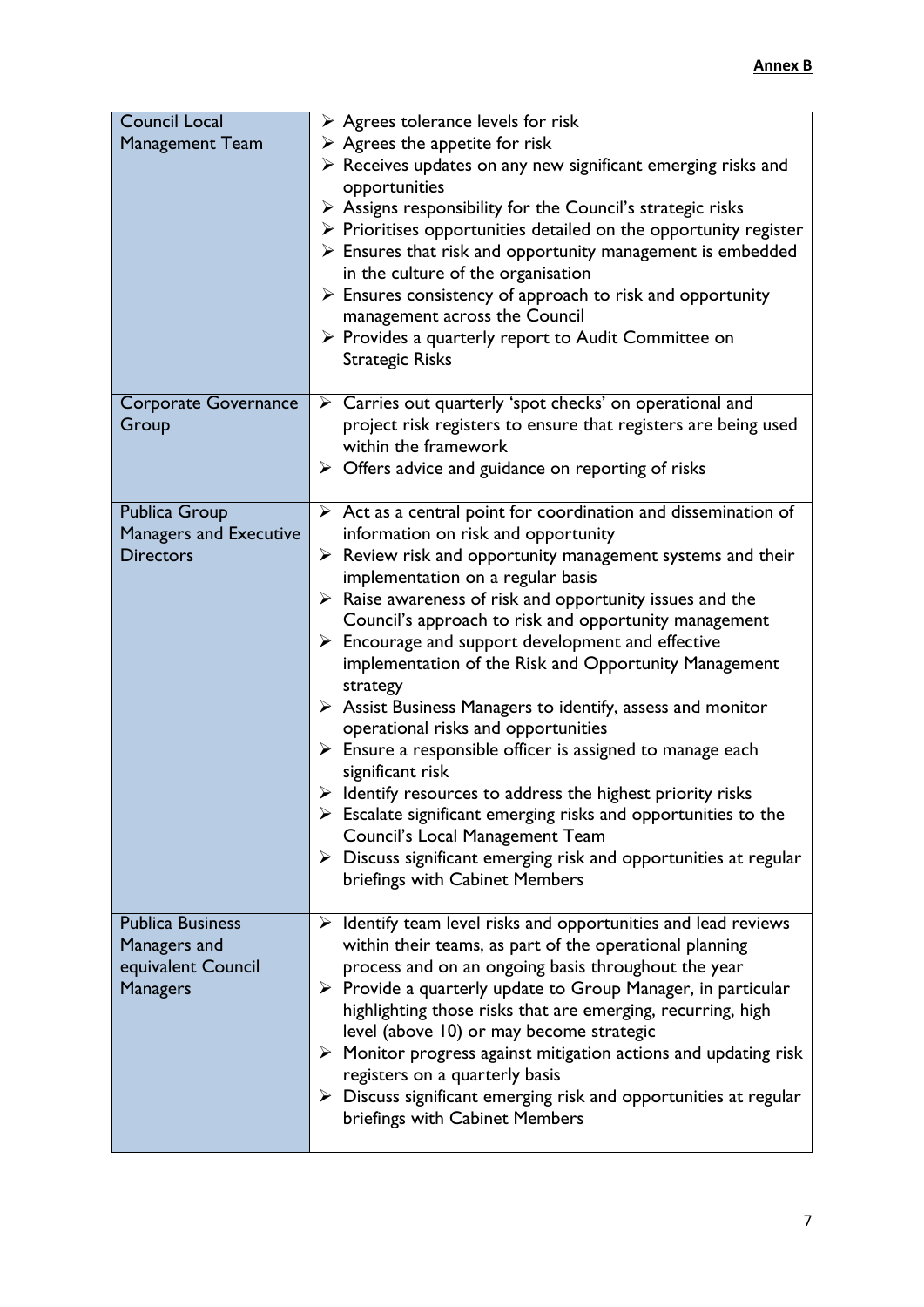**Annex B**

| | |
|---|---|
| Council Local Management Team | ➢ Agrees tolerance levels for risk<br>➢ Agrees the appetite for risk<br>➢ Receives updates on any new significant emerging risks and opportunities<br>➢ Assigns responsibility for the Council's strategic risks<br>➢ Prioritises opportunities detailed on the opportunity register<br>➢ Ensures that risk and opportunity management is embedded in the culture of the organisation<br>➢ Ensures consistency of approach to risk and opportunity management across the Council<br>➢ Provides a quarterly report to Audit Committee on Strategic Risks |
| Corporate Governance Group | ➢ Carries out quarterly 'spot checks' on operational and project risk registers to ensure that registers are being used within the framework<br>➢ Offers advice and guidance on reporting of risks |
| Publica Group Managers and Executive Directors | ➢ Act as a central point for coordination and dissemination of information on risk and opportunity<br>➢ Review risk and opportunity management systems and their implementation on a regular basis<br>➢ Raise awareness of risk and opportunity issues and the Council's approach to risk and opportunity management<br>➢ Encourage and support development and effective implementation of the Risk and Opportunity Management strategy<br>➢ Assist Business Managers to identify, assess and monitor operational risks and opportunities<br>➢ Ensure a responsible officer is assigned to manage each significant risk<br>➢ Identify resources to address the highest priority risks<br>➢ Escalate significant emerging risks and opportunities to the Council's Local Management Team<br>➢ Discuss significant emerging risk and opportunities at regular briefings with Cabinet Members |
| Publica Business Managers and equivalent Council Managers | ➢ Identify team level risks and opportunities and lead reviews within their teams, as part of the operational planning process and on an ongoing basis throughout the year<br>➢ Provide a quarterly update to Group Manager, in particular highlighting those risks that are emerging, recurring, high level (above 10) or may become strategic<br>➢ Monitor progress against mitigation actions and updating risk registers on a quarterly basis<br>➢ Discuss significant emerging risk and opportunities at regular briefings with Cabinet Members |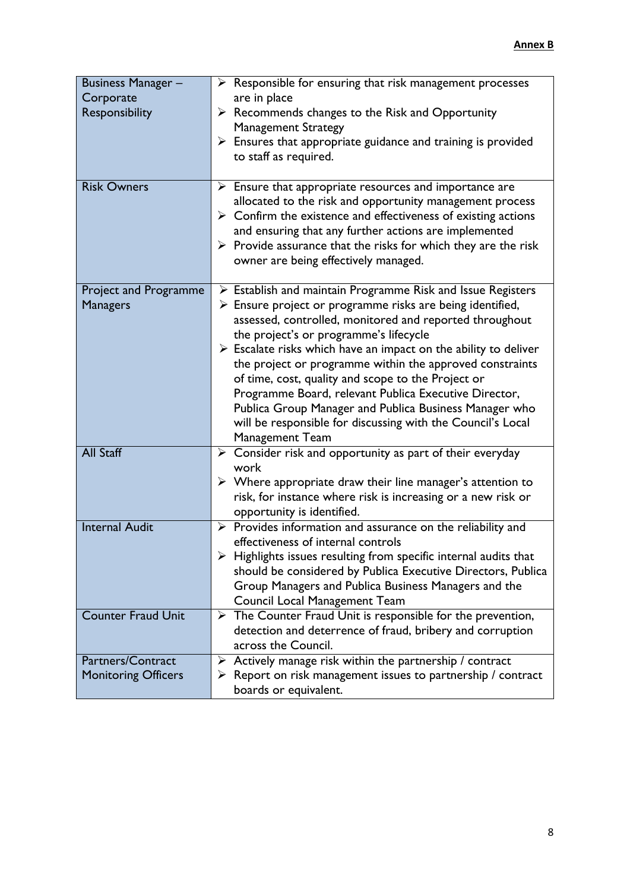**Annex B**

| | |
|---|---|
| Business Manager – Corporate Responsibility | ➢ Responsible for ensuring that risk management processes are in place<br>➢ Recommends changes to the Risk and Opportunity Management Strategy<br>➢ Ensures that appropriate guidance and training is provided to staff as required. |
| Risk Owners | ➢ Ensure that appropriate resources and importance are allocated to the risk and opportunity management process<br>➢ Confirm the existence and effectiveness of existing actions and ensuring that any further actions are implemented<br>➢ Provide assurance that the risks for which they are the risk owner are being effectively managed. |
| Project and Programme Managers | ➢ Establish and maintain Programme Risk and Issue Registers<br>➢ Ensure project or programme risks are being identified, assessed, controlled, monitored and reported throughout the project's or programme's lifecycle<br>➢ Escalate risks which have an impact on the ability to deliver the project or programme within the approved constraints of time, cost, quality and scope to the Project or Programme Board, relevant Publica Executive Director, Publica Group Manager and Publica Business Manager who will be responsible for discussing with the Council's Local Management Team |
| All Staff | ➢ Consider risk and opportunity as part of their everyday work<br>➢ Where appropriate draw their line manager's attention to risk, for instance where risk is increasing or a new risk or opportunity is identified. |
| Internal Audit | ➢ Provides information and assurance on the reliability and effectiveness of internal controls<br>➢ Highlights issues resulting from specific internal audits that should be considered by Publica Executive Directors, Publica Group Managers and Publica Business Managers and the Council Local Management Team |
| Counter Fraud Unit | ➢ The Counter Fraud Unit is responsible for the prevention, detection and deterrence of fraud, bribery and corruption across the Council. |
| Partners/Contract Monitoring Officers | ➢ Actively manage risk within the partnership / contract<br>➢ Report on risk management issues to partnership / contract boards or equivalent. |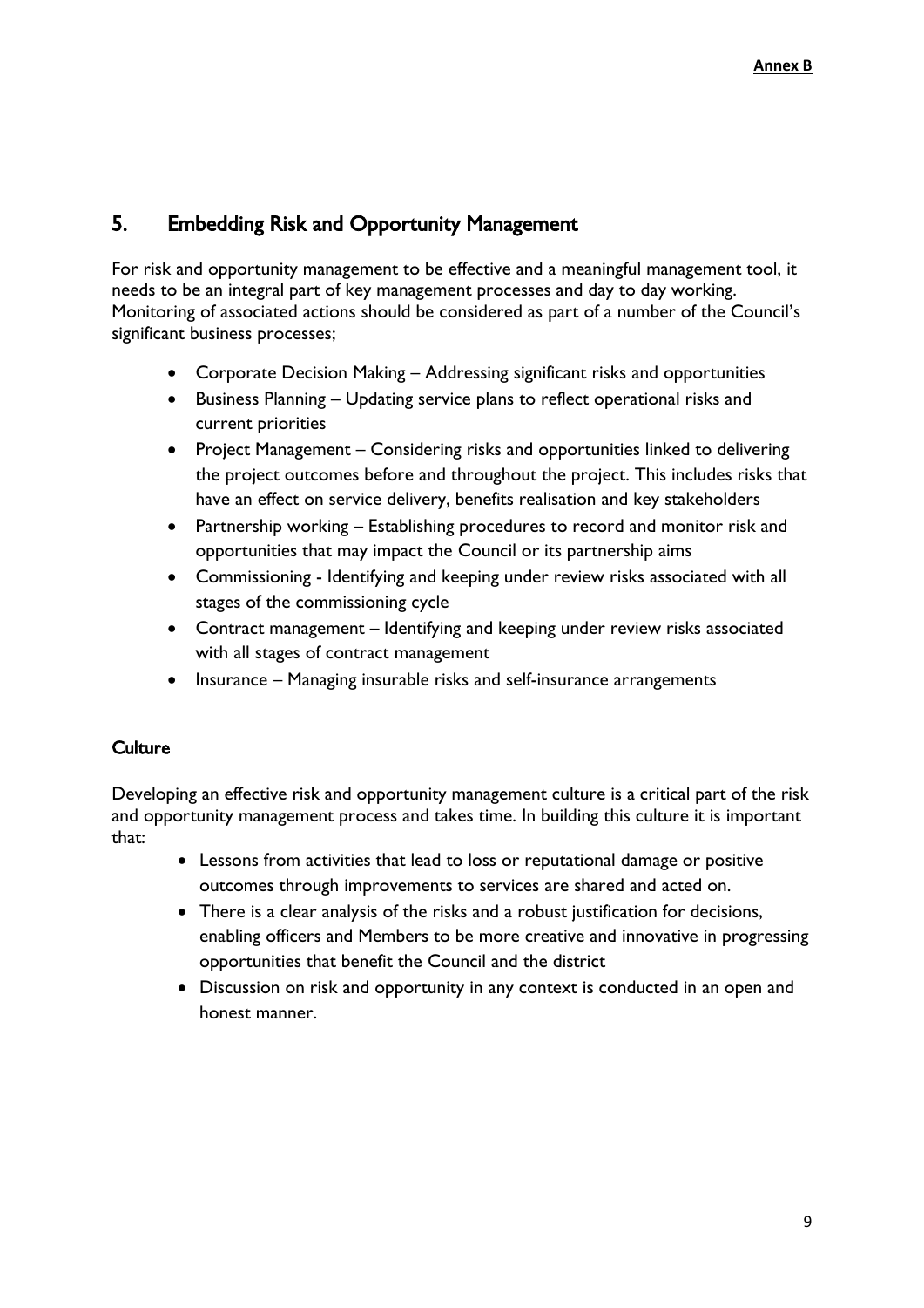## 5. Embedding Risk and Opportunity Management

For risk and opportunity management to be effective and a meaningful management tool, it needs to be an integral part of key management processes and day to day working. Monitoring of associated actions should be considered as part of a number of the Council's significant business processes;

- Corporate Decision Making – Addressing significant risks and opportunities
- Business Planning – Updating service plans to reflect operational risks and current priorities
- Project Management – Considering risks and opportunities linked to delivering the project outcomes before and throughout the project. This includes risks that have an effect on service delivery, benefits realisation and key stakeholders
- Partnership working – Establishing procedures to record and monitor risk and opportunities that may impact the Council or its partnership aims
- Commissioning - Identifying and keeping under review risks associated with all stages of the commissioning cycle
- Contract management – Identifying and keeping under review risks associated with all stages of contract management
- Insurance – Managing insurable risks and self-insurance arrangements

### Culture

Developing an effective risk and opportunity management culture is a critical part of the risk and opportunity management process and takes time. In building this culture it is important that:

- Lessons from activities that lead to loss or reputational damage or positive outcomes through improvements to services are shared and acted on.
- There is a clear analysis of the risks and a robust justification for decisions, enabling officers and Members to be more creative and innovative in progressing opportunities that benefit the Council and the district
- Discussion on risk and opportunity in any context is conducted in an open and honest manner.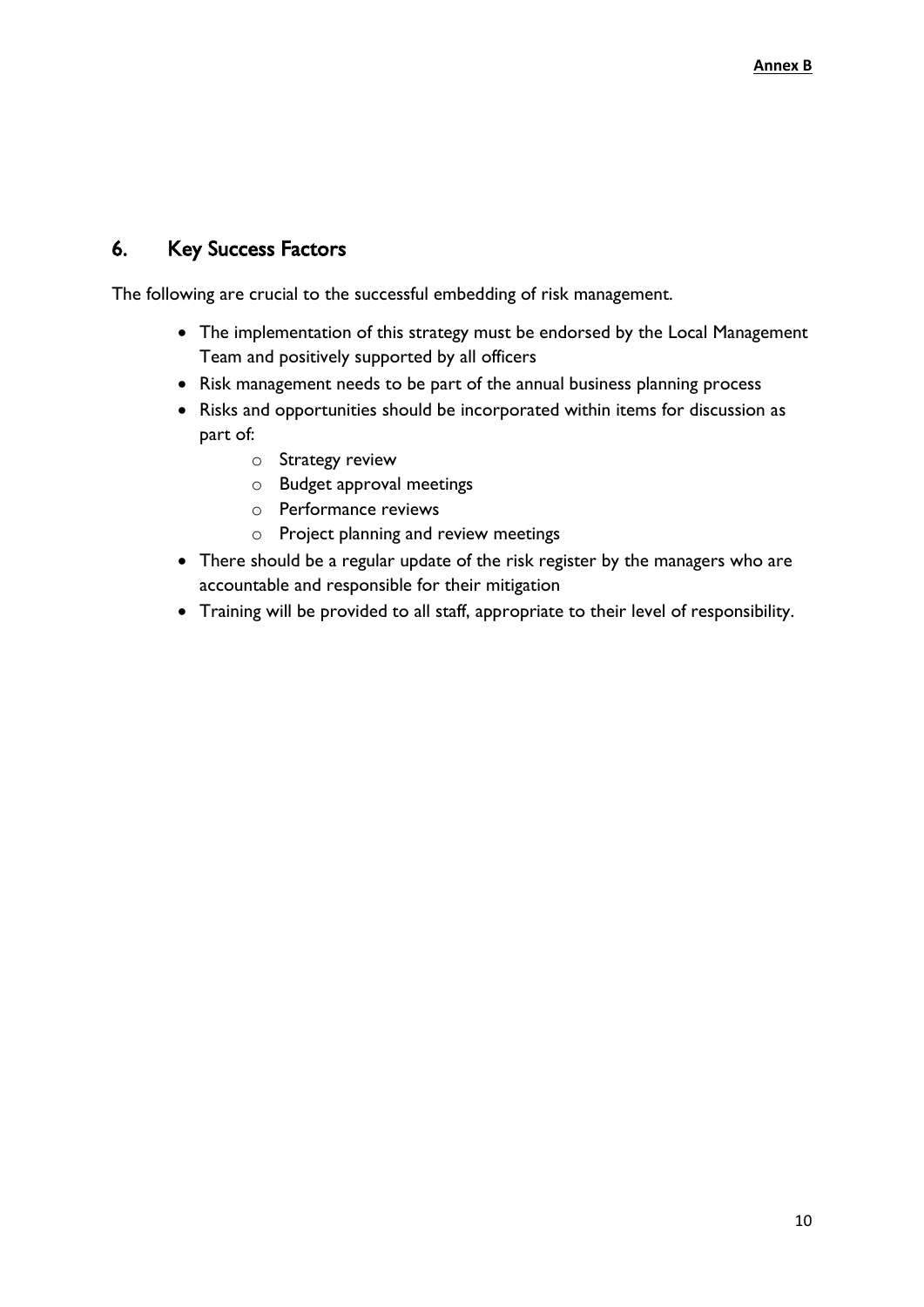## 6. Key Success Factors

The following are crucial to the successful embedding of risk management.

- The implementation of this strategy must be endorsed by the Local Management Team and positively supported by all officers
- Risk management needs to be part of the annual business planning process
- Risks and opportunities should be incorporated within items for discussion as part of:
  - Strategy review
  - Budget approval meetings
  - Performance reviews
  - Project planning and review meetings
- There should be a regular update of the risk register by the managers who are accountable and responsible for their mitigation
- Training will be provided to all staff, appropriate to their level of responsibility.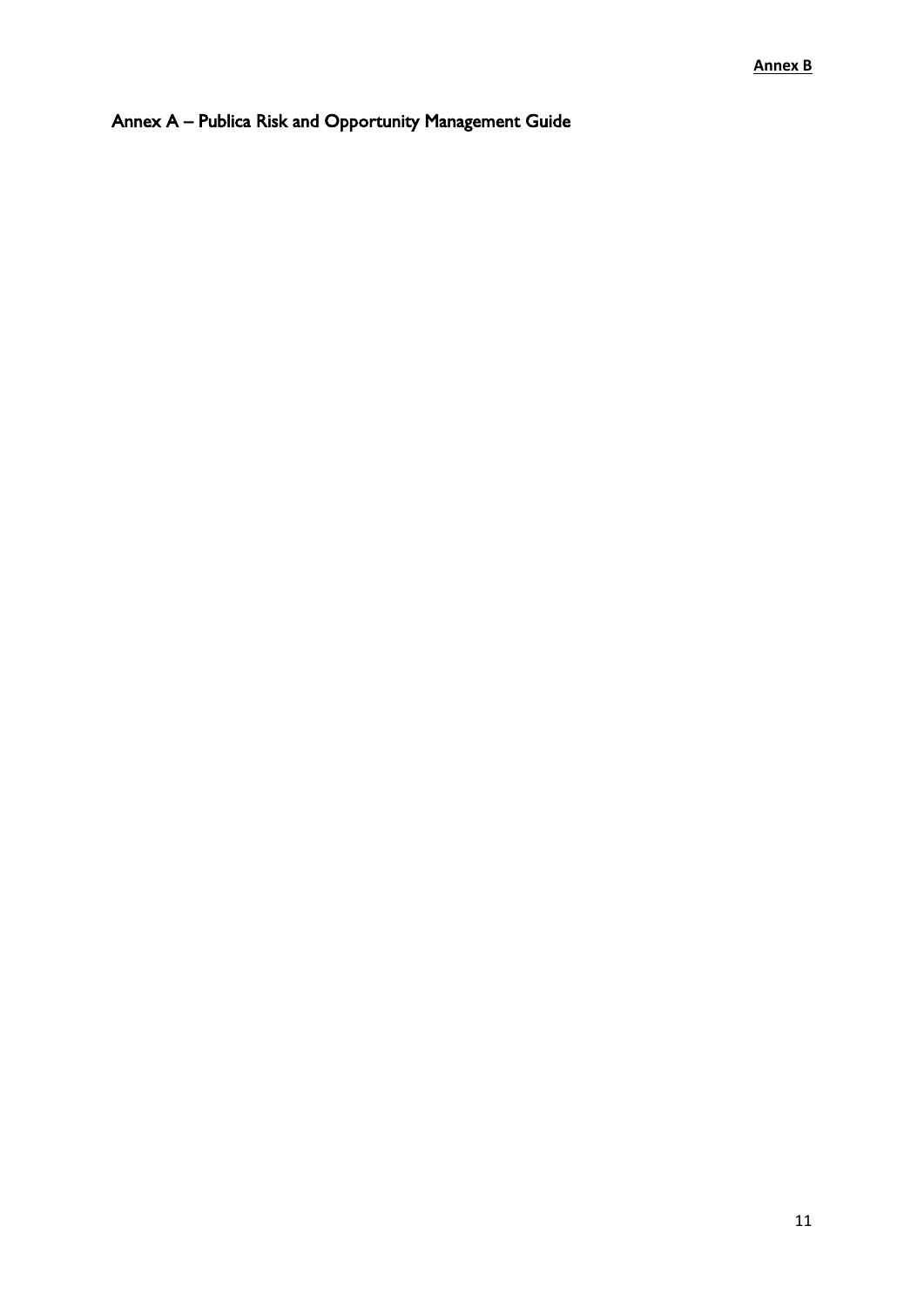# Annex A – Publica Risk and Opportunity Management Guide